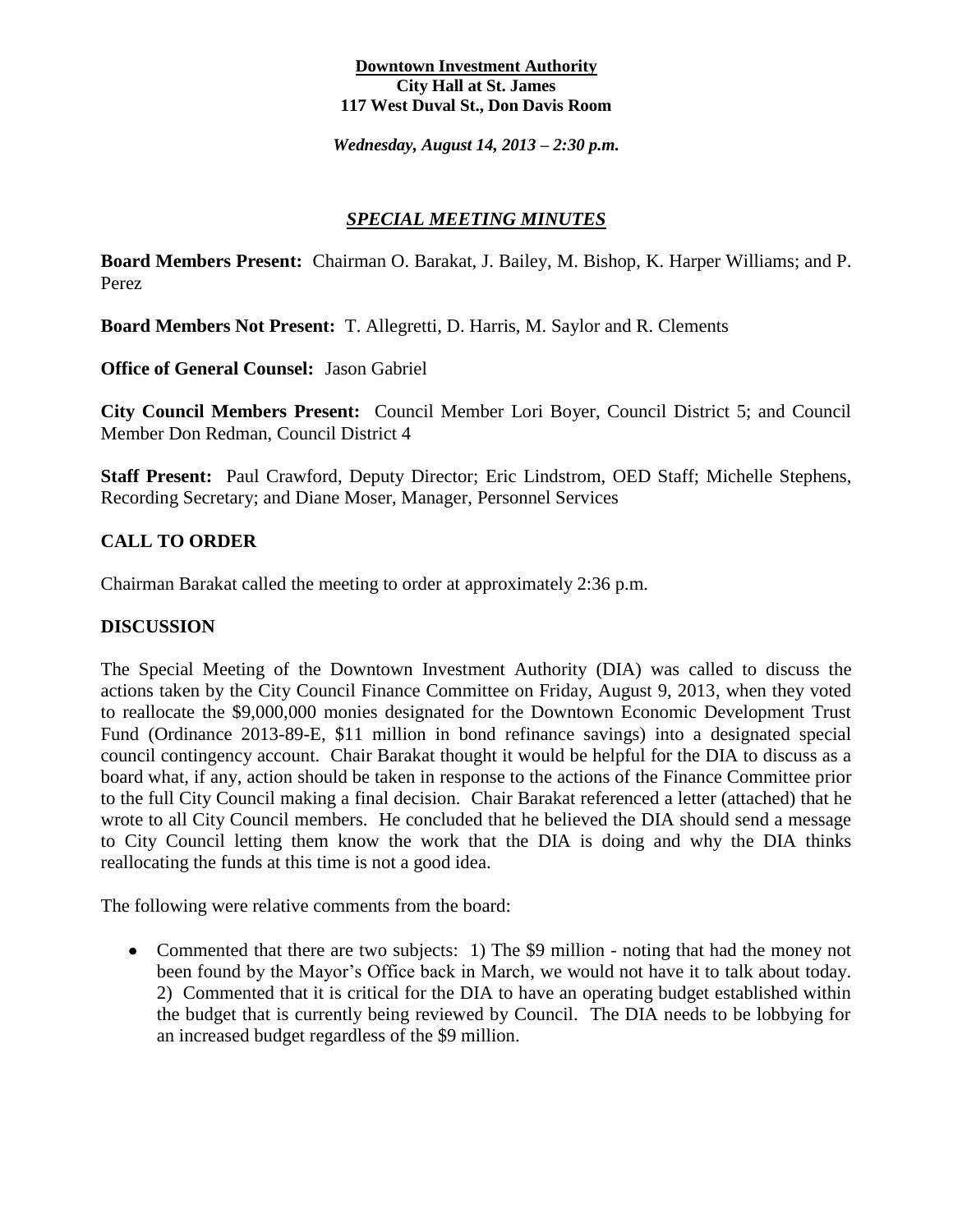**Downtown Investment Authority**
**City Hall at St. James**
**117 West Duval St., Don Davis Room**

***Wednesday, August 14, 2013 – 2:30 p.m.***

## *SPECIAL MEETING MINUTES*

**Board Members Present:** Chairman O. Barakat, J. Bailey, M. Bishop, K. Harper Williams; and P. Perez

**Board Members Not Present:** T. Allegretti, D. Harris, M. Saylor and R. Clements

**Office of General Counsel:** Jason Gabriel

**City Council Members Present:** Council Member Lori Boyer, Council District 5; and Council Member Don Redman, Council District 4

**Staff Present:** Paul Crawford, Deputy Director; Eric Lindstrom, OED Staff; Michelle Stephens, Recording Secretary; and Diane Moser, Manager, Personnel Services

## CALL TO ORDER

Chairman Barakat called the meeting to order at approximately 2:36 p.m.

## DISCUSSION

The Special Meeting of the Downtown Investment Authority (DIA) was called to discuss the actions taken by the City Council Finance Committee on Friday, August 9, 2013, when they voted to reallocate the $9,000,000 monies designated for the Downtown Economic Development Trust Fund (Ordinance 2013-89-E, $11 million in bond refinance savings) into a designated special council contingency account. Chair Barakat thought it would be helpful for the DIA to discuss as a board what, if any, action should be taken in response to the actions of the Finance Committee prior to the full City Council making a final decision. Chair Barakat referenced a letter (attached) that he wrote to all City Council members. He concluded that he believed the DIA should send a message to City Council letting them know the work that the DIA is doing and why the DIA thinks reallocating the funds at this time is not a good idea.

The following were relative comments from the board:

- Commented that there are two subjects: 1) The $9 million - noting that had the money not been found by the Mayor's Office back in March, we would not have it to talk about today. 2) Commented that it is critical for the DIA to have an operating budget established within the budget that is currently being reviewed by Council. The DIA needs to be lobbying for an increased budget regardless of the $9 million.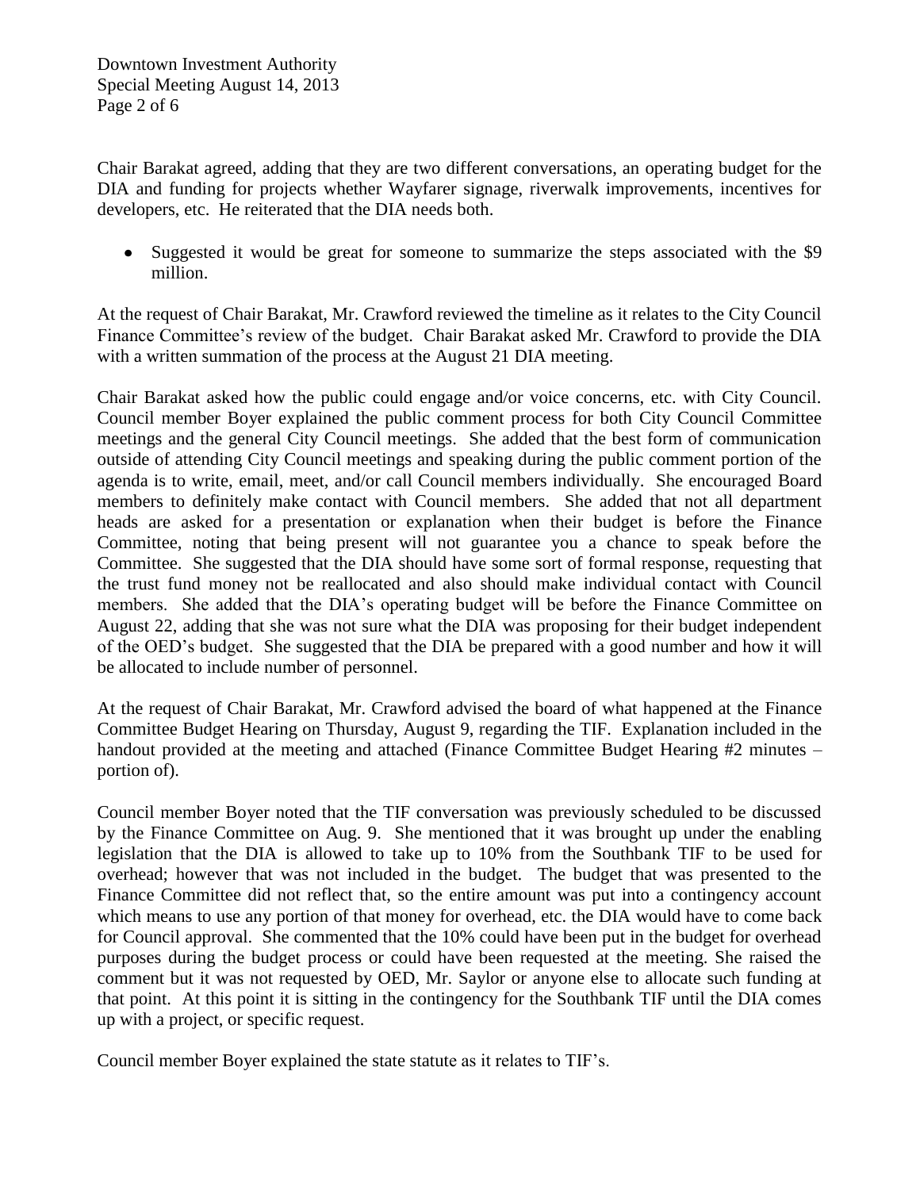Chair Barakat agreed, adding that they are two different conversations, an operating budget for the DIA and funding for projects whether Wayfarer signage, riverwalk improvements, incentives for developers, etc. He reiterated that the DIA needs both.

- Suggested it would be great for someone to summarize the steps associated with the $9 million.

At the request of Chair Barakat, Mr. Crawford reviewed the timeline as it relates to the City Council Finance Committee's review of the budget. Chair Barakat asked Mr. Crawford to provide the DIA with a written summation of the process at the August 21 DIA meeting.

Chair Barakat asked how the public could engage and/or voice concerns, etc. with City Council. Council member Boyer explained the public comment process for both City Council Committee meetings and the general City Council meetings. She added that the best form of communication outside of attending City Council meetings and speaking during the public comment portion of the agenda is to write, email, meet, and/or call Council members individually. She encouraged Board members to definitely make contact with Council members. She added that not all department heads are asked for a presentation or explanation when their budget is before the Finance Committee, noting that being present will not guarantee you a chance to speak before the Committee. She suggested that the DIA should have some sort of formal response, requesting that the trust fund money not be reallocated and also should make individual contact with Council members. She added that the DIA's operating budget will be before the Finance Committee on August 22, adding that she was not sure what the DIA was proposing for their budget independent of the OED's budget. She suggested that the DIA be prepared with a good number and how it will be allocated to include number of personnel.

At the request of Chair Barakat, Mr. Crawford advised the board of what happened at the Finance Committee Budget Hearing on Thursday, August 9, regarding the TIF. Explanation included in the handout provided at the meeting and attached (Finance Committee Budget Hearing #2 minutes – portion of).

Council member Boyer noted that the TIF conversation was previously scheduled to be discussed by the Finance Committee on Aug. 9. She mentioned that it was brought up under the enabling legislation that the DIA is allowed to take up to 10% from the Southbank TIF to be used for overhead; however that was not included in the budget. The budget that was presented to the Finance Committee did not reflect that, so the entire amount was put into a contingency account which means to use any portion of that money for overhead, etc. the DIA would have to come back for Council approval. She commented that the 10% could have been put in the budget for overhead purposes during the budget process or could have been requested at the meeting. She raised the comment but it was not requested by OED, Mr. Saylor or anyone else to allocate such funding at that point. At this point it is sitting in the contingency for the Southbank TIF until the DIA comes up with a project, or specific request.

Council member Boyer explained the state statute as it relates to TIF's.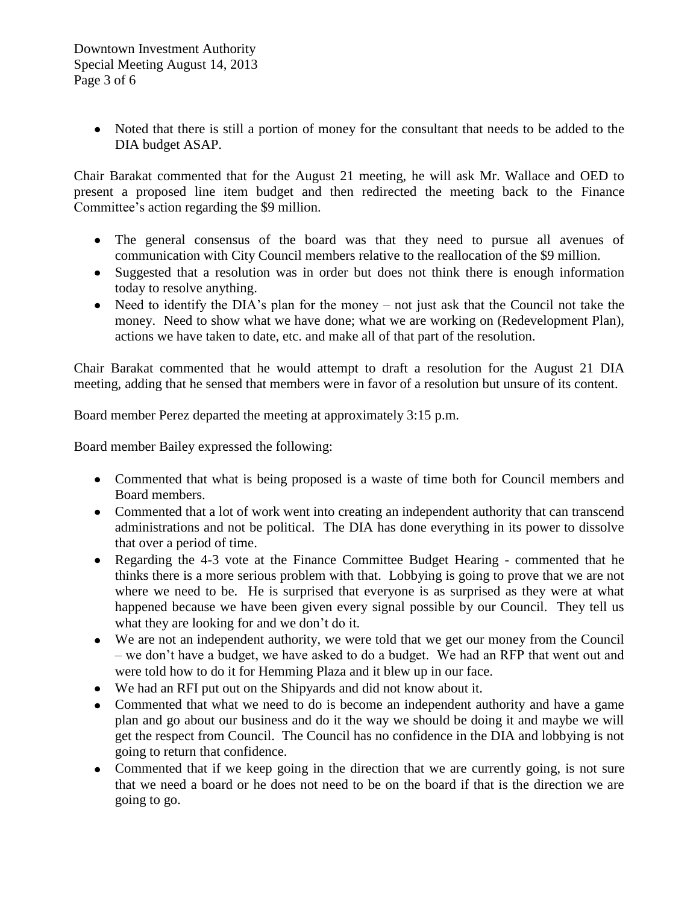- Noted that there is still a portion of money for the consultant that needs to be added to the DIA budget ASAP.

Chair Barakat commented that for the August 21 meeting, he will ask Mr. Wallace and OED to present a proposed line item budget and then redirected the meeting back to the Finance Committee's action regarding the $9 million.

- The general consensus of the board was that they need to pursue all avenues of communication with City Council members relative to the reallocation of the $9 million.
- Suggested that a resolution was in order but does not think there is enough information today to resolve anything.
- Need to identify the DIA's plan for the money – not just ask that the Council not take the money. Need to show what we have done; what we are working on (Redevelopment Plan), actions we have taken to date, etc. and make all of that part of the resolution.

Chair Barakat commented that he would attempt to draft a resolution for the August 21 DIA meeting, adding that he sensed that members were in favor of a resolution but unsure of its content.

Board member Perez departed the meeting at approximately 3:15 p.m.

Board member Bailey expressed the following:

- Commented that what is being proposed is a waste of time both for Council members and Board members.
- Commented that a lot of work went into creating an independent authority that can transcend administrations and not be political. The DIA has done everything in its power to dissolve that over a period of time.
- Regarding the 4-3 vote at the Finance Committee Budget Hearing - commented that he thinks there is a more serious problem with that. Lobbying is going to prove that we are not where we need to be. He is surprised that everyone is as surprised as they were at what happened because we have been given every signal possible by our Council. They tell us what they are looking for and we don't do it.
- We are not an independent authority, we were told that we get our money from the Council – we don't have a budget, we have asked to do a budget. We had an RFP that went out and were told how to do it for Hemming Plaza and it blew up in our face.
- We had an RFI put out on the Shipyards and did not know about it.
- Commented that what we need to do is become an independent authority and have a game plan and go about our business and do it the way we should be doing it and maybe we will get the respect from Council. The Council has no confidence in the DIA and lobbying is not going to return that confidence.
- Commented that if we keep going in the direction that we are currently going, is not sure that we need a board or he does not need to be on the board if that is the direction we are going to go.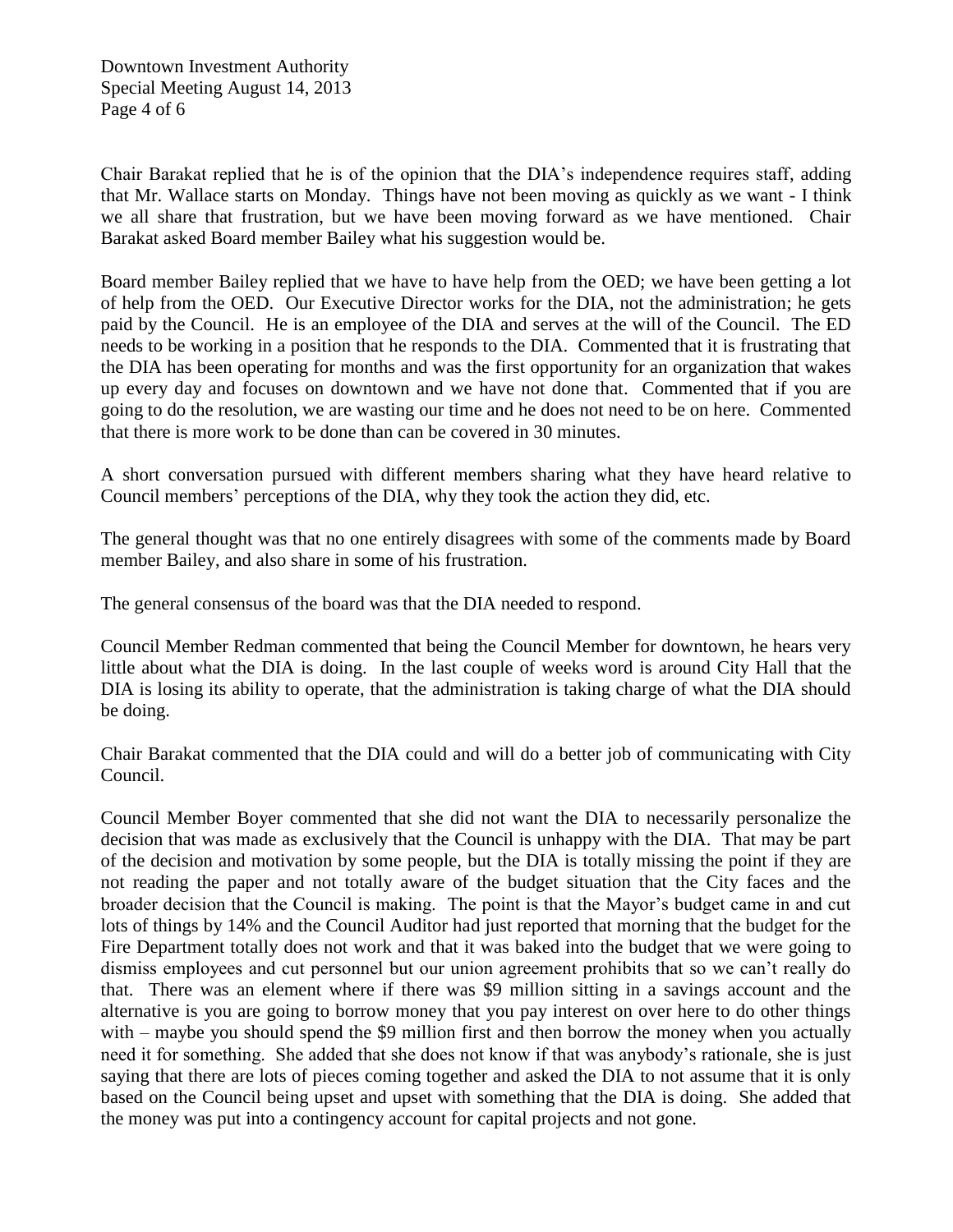Chair Barakat replied that he is of the opinion that the DIA's independence requires staff, adding that Mr. Wallace starts on Monday. Things have not been moving as quickly as we want - I think we all share that frustration, but we have been moving forward as we have mentioned. Chair Barakat asked Board member Bailey what his suggestion would be.

Board member Bailey replied that we have to have help from the OED; we have been getting a lot of help from the OED. Our Executive Director works for the DIA, not the administration; he gets paid by the Council. He is an employee of the DIA and serves at the will of the Council. The ED needs to be working in a position that he responds to the DIA. Commented that it is frustrating that the DIA has been operating for months and was the first opportunity for an organization that wakes up every day and focuses on downtown and we have not done that. Commented that if you are going to do the resolution, we are wasting our time and he does not need to be on here. Commented that there is more work to be done than can be covered in 30 minutes.

A short conversation pursued with different members sharing what they have heard relative to Council members' perceptions of the DIA, why they took the action they did, etc.

The general thought was that no one entirely disagrees with some of the comments made by Board member Bailey, and also share in some of his frustration.

The general consensus of the board was that the DIA needed to respond.

Council Member Redman commented that being the Council Member for downtown, he hears very little about what the DIA is doing. In the last couple of weeks word is around City Hall that the DIA is losing its ability to operate, that the administration is taking charge of what the DIA should be doing.

Chair Barakat commented that the DIA could and will do a better job of communicating with City Council.

Council Member Boyer commented that she did not want the DIA to necessarily personalize the decision that was made as exclusively that the Council is unhappy with the DIA. That may be part of the decision and motivation by some people, but the DIA is totally missing the point if they are not reading the paper and not totally aware of the budget situation that the City faces and the broader decision that the Council is making. The point is that the Mayor's budget came in and cut lots of things by 14% and the Council Auditor had just reported that morning that the budget for the Fire Department totally does not work and that it was baked into the budget that we were going to dismiss employees and cut personnel but our union agreement prohibits that so we can't really do that. There was an element where if there was $9 million sitting in a savings account and the alternative is you are going to borrow money that you pay interest on over here to do other things with – maybe you should spend the $9 million first and then borrow the money when you actually need it for something. She added that she does not know if that was anybody's rationale, she is just saying that there are lots of pieces coming together and asked the DIA to not assume that it is only based on the Council being upset and upset with something that the DIA is doing. She added that the money was put into a contingency account for capital projects and not gone.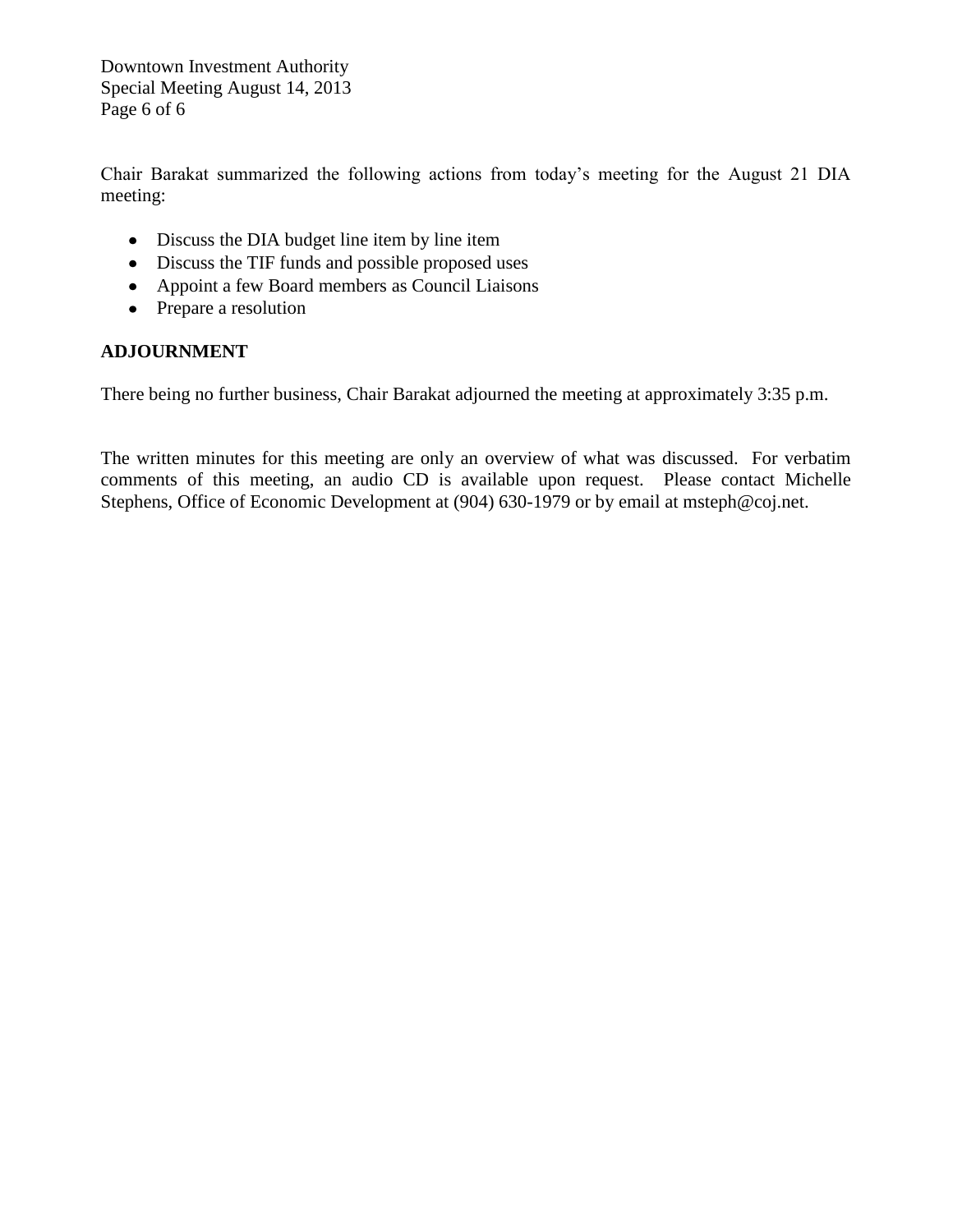Chair Barakat summarized the following actions from today's meeting for the August 21 DIA meeting:

- Discuss the DIA budget line item by line item
- Discuss the TIF funds and possible proposed uses
- Appoint a few Board members as Council Liaisons
- Prepare a resolution

**ADJOURNMENT**

There being no further business, Chair Barakat adjourned the meeting at approximately 3:35 p.m.

The written minutes for this meeting are only an overview of what was discussed. For verbatim comments of this meeting, an audio CD is available upon request. Please contact Michelle Stephens, Office of Economic Development at (904) 630-1979 or by email at msteph@coj.net.